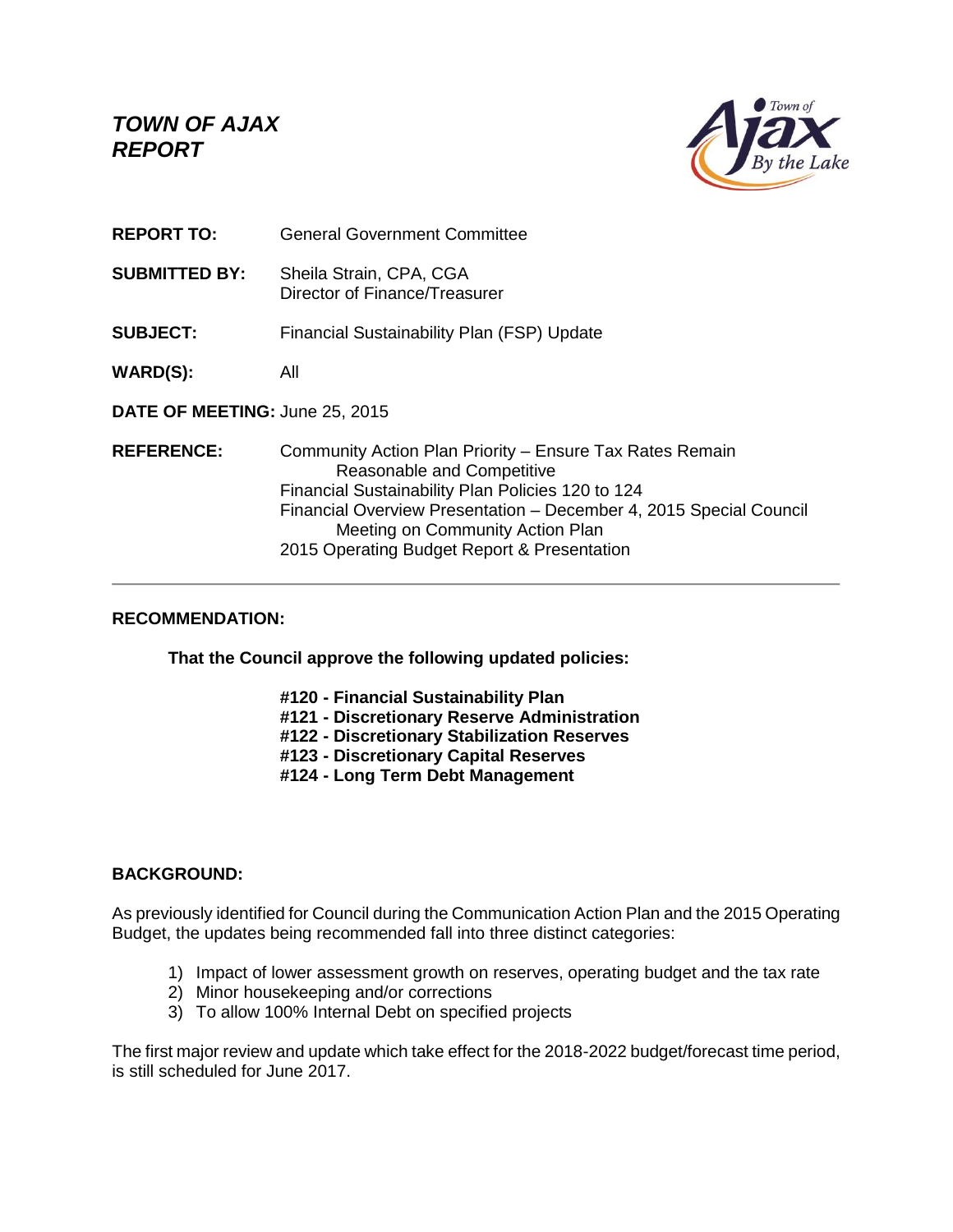# TOWN OF AJAX
# REPORT

**REPORT TO:** General Government Committee

**SUBMITTED BY:** Sheila Strain, CPA, CGA
Director of Finance/Treasurer

**SUBJECT:** Financial Sustainability Plan (FSP) Update

**WARD(S):** All

**DATE OF MEETING:** June 25, 2015

**REFERENCE:** Community Action Plan Priority – Ensure Tax Rates Remain Reasonable and Competitive
Financial Sustainability Plan Policies 120 to 124
Financial Overview Presentation – December 4, 2015 Special Council Meeting on Community Action Plan
2015 Operating Budget Report & Presentation

---

## RECOMMENDATION:

**That the Council approve the following updated policies:**

**#120 - Financial Sustainability Plan**
**#121 - Discretionary Reserve Administration**
**#122 - Discretionary Stabilization Reserves**
**#123 - Discretionary Capital Reserves**
**#124 - Long Term Debt Management**

## BACKGROUND:

As previously identified for Council during the Communication Action Plan and the 2015 Operating Budget, the updates being recommended fall into three distinct categories:

1) Impact of lower assessment growth on reserves, operating budget and the tax rate
2) Minor housekeeping and/or corrections
3) To allow 100% Internal Debt on specified projects

The first major review and update which take effect for the 2018-2022 budget/forecast time period, is still scheduled for June 2017.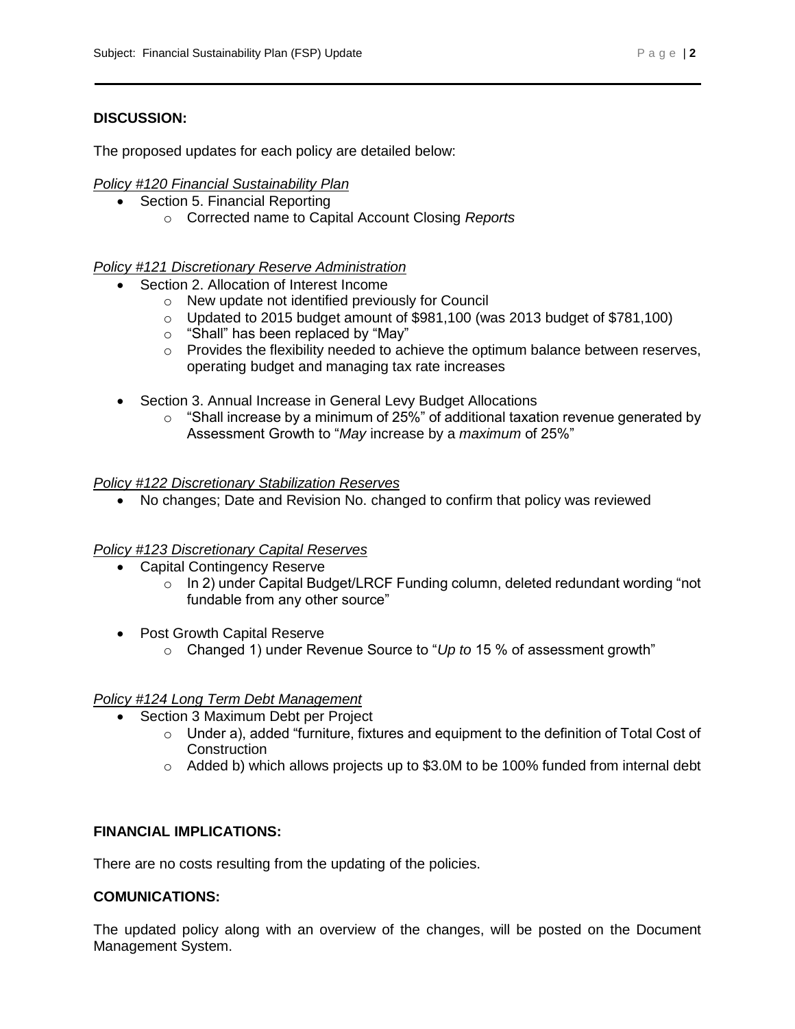## DISCUSSION:

The proposed updates for each policy are detailed below:

*Policy #120 Financial Sustainability Plan*

- Section 5. Financial Reporting
  - Corrected name to Capital Account Closing *Reports*

*Policy #121 Discretionary Reserve Administration*

- Section 2. Allocation of Interest Income
  - New update not identified previously for Council
  - Updated to 2015 budget amount of $981,100 (was 2013 budget of $781,100)
  - "Shall" has been replaced by "May"
  - Provides the flexibility needed to achieve the optimum balance between reserves, operating budget and managing tax rate increases

- Section 3. Annual Increase in General Levy Budget Allocations
  - "Shall increase by a minimum of 25%" of additional taxation revenue generated by Assessment Growth to "*May* increase by a *maximum* of 25%"

*Policy #122 Discretionary Stabilization Reserves*

- No changes; Date and Revision No. changed to confirm that policy was reviewed

*Policy #123 Discretionary Capital Reserves*

- Capital Contingency Reserve
  - In 2) under Capital Budget/LRCF Funding column, deleted redundant wording "not fundable from any other source"

- Post Growth Capital Reserve
  - Changed 1) under Revenue Source to "*Up to* 15 % of assessment growth"

*Policy #124 Long Term Debt Management*

- Section 3 Maximum Debt per Project
  - Under a), added "furniture, fixtures and equipment to the definition of Total Cost of Construction
  - Added b) which allows projects up to $3.0M to be 100% funded from internal debt

## FINANCIAL IMPLICATIONS:

There are no costs resulting from the updating of the policies.

## COMUNICATIONS:

The updated policy along with an overview of the changes, will be posted on the Document Management System.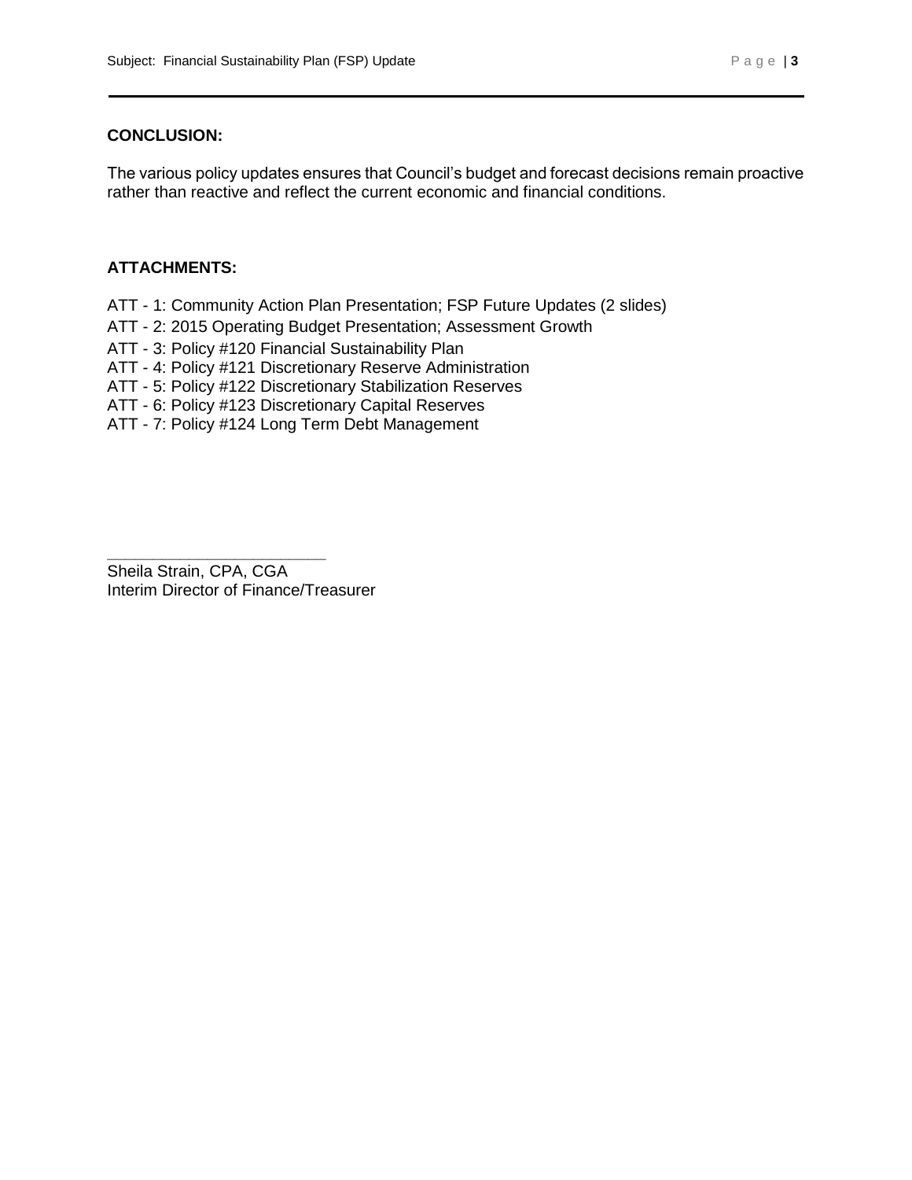## CONCLUSION:

The various policy updates ensures that Council's budget and forecast decisions remain proactive rather than reactive and reflect the current economic and financial conditions.

## ATTACHMENTS:

ATT - 1: Community Action Plan Presentation; FSP Future Updates (2 slides)
ATT - 2: 2015 Operating Budget Presentation; Assessment Growth
ATT - 3: Policy #120 Financial Sustainability Plan
ATT - 4: Policy #121 Discretionary Reserve Administration
ATT - 5: Policy #122 Discretionary Stabilization Reserves
ATT - 6: Policy #123 Discretionary Capital Reserves
ATT - 7: Policy #124 Long Term Debt Management

________________________

Sheila Strain, CPA, CGA
Interim Director of Finance/Treasurer